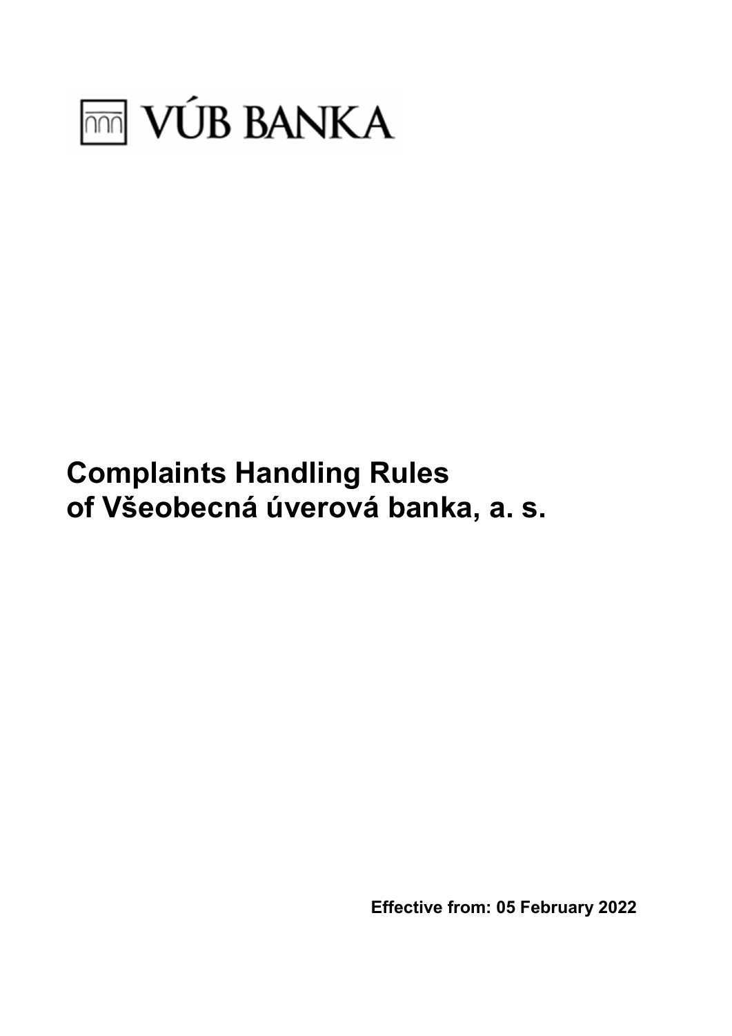VÚB BANKA

# Complaints Handling Rules of Všeobecná úverová banka, a. s.

**Effective from: 05 February 2022**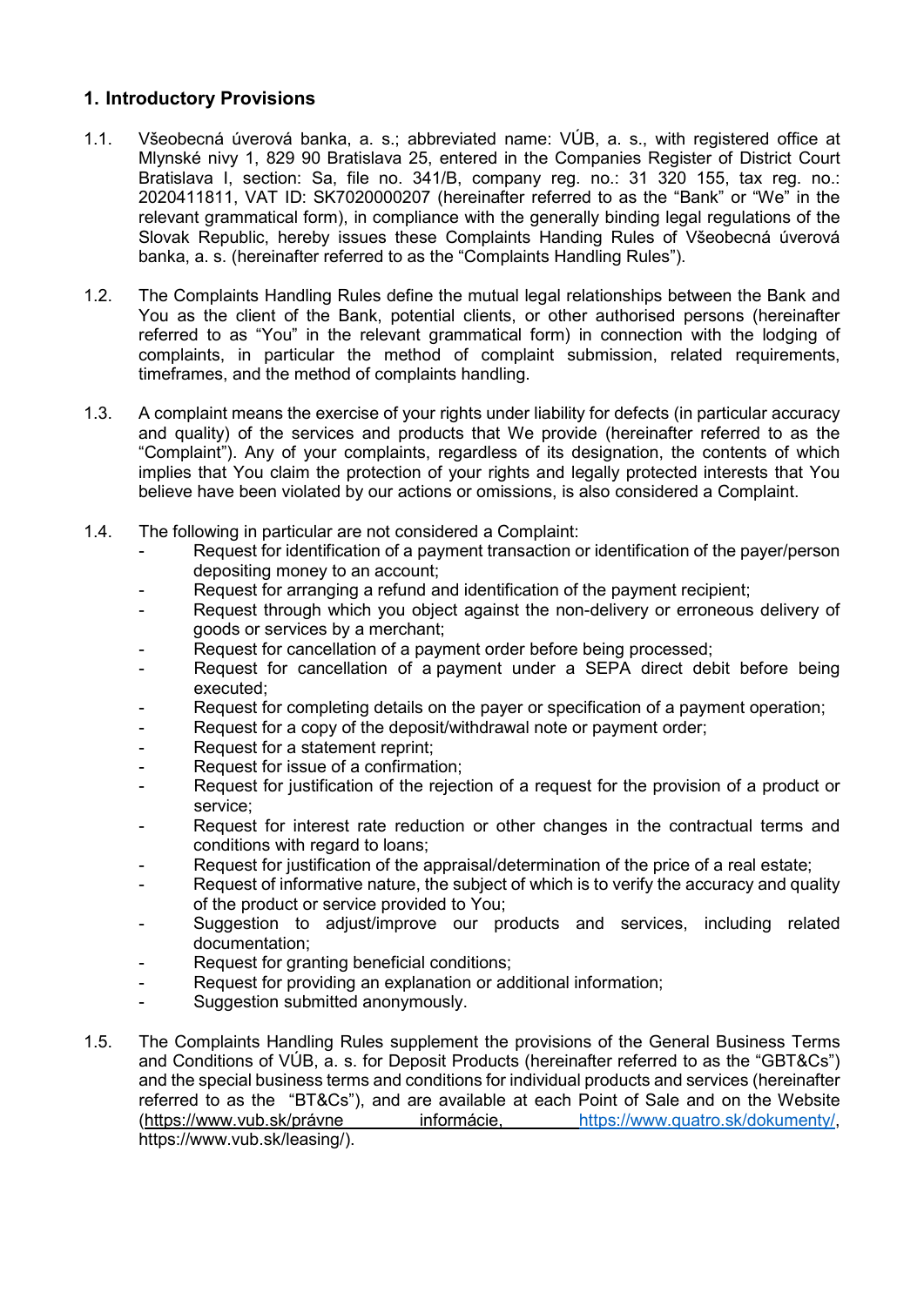## 1. Introductory Provisions

1.1. Všeobecná úverová banka, a. s.; abbreviated name: VÚB, a. s., with registered office at Mlynské nivy 1, 829 90 Bratislava 25, entered in the Companies Register of District Court Bratislava I, section: Sa, file no. 341/B, company reg. no.: 31 320 155, tax reg. no.: 2020411811, VAT ID: SK7020000207 (hereinafter referred to as the "Bank" or "We" in the relevant grammatical form), in compliance with the generally binding legal regulations of the Slovak Republic, hereby issues these Complaints Handing Rules of Všeobecná úverová banka, a. s. (hereinafter referred to as the "Complaints Handling Rules").

1.2. The Complaints Handling Rules define the mutual legal relationships between the Bank and You as the client of the Bank, potential clients, or other authorised persons (hereinafter referred to as "You" in the relevant grammatical form) in connection with the lodging of complaints, in particular the method of complaint submission, related requirements, timeframes, and the method of complaints handling.

1.3. A complaint means the exercise of your rights under liability for defects (in particular accuracy and quality) of the services and products that We provide (hereinafter referred to as the "Complaint"). Any of your complaints, regardless of its designation, the contents of which implies that You claim the protection of your rights and legally protected interests that You believe have been violated by our actions or omissions, is also considered a Complaint.

1.4. The following in particular are not considered a Complaint:

- Request for identification of a payment transaction or identification of the payer/person depositing money to an account;
- Request for arranging a refund and identification of the payment recipient;
- Request through which you object against the non-delivery or erroneous delivery of goods or services by a merchant;
- Request for cancellation of a payment order before being processed;
- Request for cancellation of a payment under a SEPA direct debit before being executed;
- Request for completing details on the payer or specification of a payment operation;
- Request for a copy of the deposit/withdrawal note or payment order;
- Request for a statement reprint;
- Request for issue of a confirmation;
- Request for justification of the rejection of a request for the provision of a product or service;
- Request for interest rate reduction or other changes in the contractual terms and conditions with regard to loans;
- Request for justification of the appraisal/determination of the price of a real estate;
- Request of informative nature, the subject of which is to verify the accuracy and quality of the product or service provided to You;
- Suggestion to adjust/improve our products and services, including related documentation;
- Request for granting beneficial conditions;
- Request for providing an explanation or additional information;
- Suggestion submitted anonymously.

1.5. The Complaints Handling Rules supplement the provisions of the General Business Terms and Conditions of VÚB, a. s. for Deposit Products (hereinafter referred to as the "GBT&Cs") and the special business terms and conditions for individual products and services (hereinafter referred to as the "BT&Cs"), and are available at each Point of Sale and on the Website (https://www.vub.sk/právne informácie, https://www.quatro.sk/dokumenty/, https://www.vub.sk/leasing/).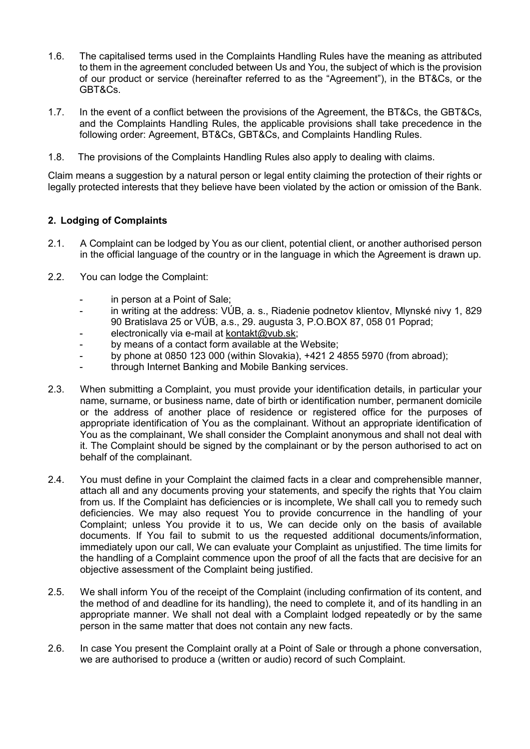1.6. The capitalised terms used in the Complaints Handling Rules have the meaning as attributed to them in the agreement concluded between Us and You, the subject of which is the provision of our product or service (hereinafter referred to as the "Agreement"), in the BT&Cs, or the GBT&Cs.

1.7. In the event of a conflict between the provisions of the Agreement, the BT&Cs, the GBT&Cs, and the Complaints Handling Rules, the applicable provisions shall take precedence in the following order: Agreement, BT&Cs, GBT&Cs, and Complaints Handling Rules.

1.8. The provisions of the Complaints Handling Rules also apply to dealing with claims.

Claim means a suggestion by a natural person or legal entity claiming the protection of their rights or legally protected interests that they believe have been violated by the action or omission of the Bank.

## 2. Lodging of Complaints

2.1. A Complaint can be lodged by You as our client, potential client, or another authorised person in the official language of the country or in the language in which the Agreement is drawn up.

2.2. You can lodge the Complaint:

- in person at a Point of Sale;
- in writing at the address: VÚB, a. s., Riadenie podnetov klientov, Mlynské nivy 1, 829 90 Bratislava 25 or VÚB, a.s., 29. augusta 3, P.O.BOX 87, 058 01 Poprad;
- electronically via e-mail at kontakt@vub.sk;
- by means of a contact form available at the Website;
- by phone at 0850 123 000 (within Slovakia), +421 2 4855 5970 (from abroad);
- through Internet Banking and Mobile Banking services.

2.3. When submitting a Complaint, you must provide your identification details, in particular your name, surname, or business name, date of birth or identification number, permanent domicile or the address of another place of residence or registered office for the purposes of appropriate identification of You as the complainant. Without an appropriate identification of You as the complainant, We shall consider the Complaint anonymous and shall not deal with it. The Complaint should be signed by the complainant or by the person authorised to act on behalf of the complainant.

2.4. You must define in your Complaint the claimed facts in a clear and comprehensible manner, attach all and any documents proving your statements, and specify the rights that You claim from us. If the Complaint has deficiencies or is incomplete, We shall call you to remedy such deficiencies. We may also request You to provide concurrence in the handling of your Complaint; unless You provide it to us, We can decide only on the basis of available documents. If You fail to submit to us the requested additional documents/information, immediately upon our call, We can evaluate your Complaint as unjustified. The time limits for the handling of a Complaint commence upon the proof of all the facts that are decisive for an objective assessment of the Complaint being justified.

2.5. We shall inform You of the receipt of the Complaint (including confirmation of its content, and the method of and deadline for its handling), the need to complete it, and of its handling in an appropriate manner. We shall not deal with a Complaint lodged repeatedly or by the same person in the same matter that does not contain any new facts.

2.6. In case You present the Complaint orally at a Point of Sale or through a phone conversation, we are authorised to produce a (written or audio) record of such Complaint.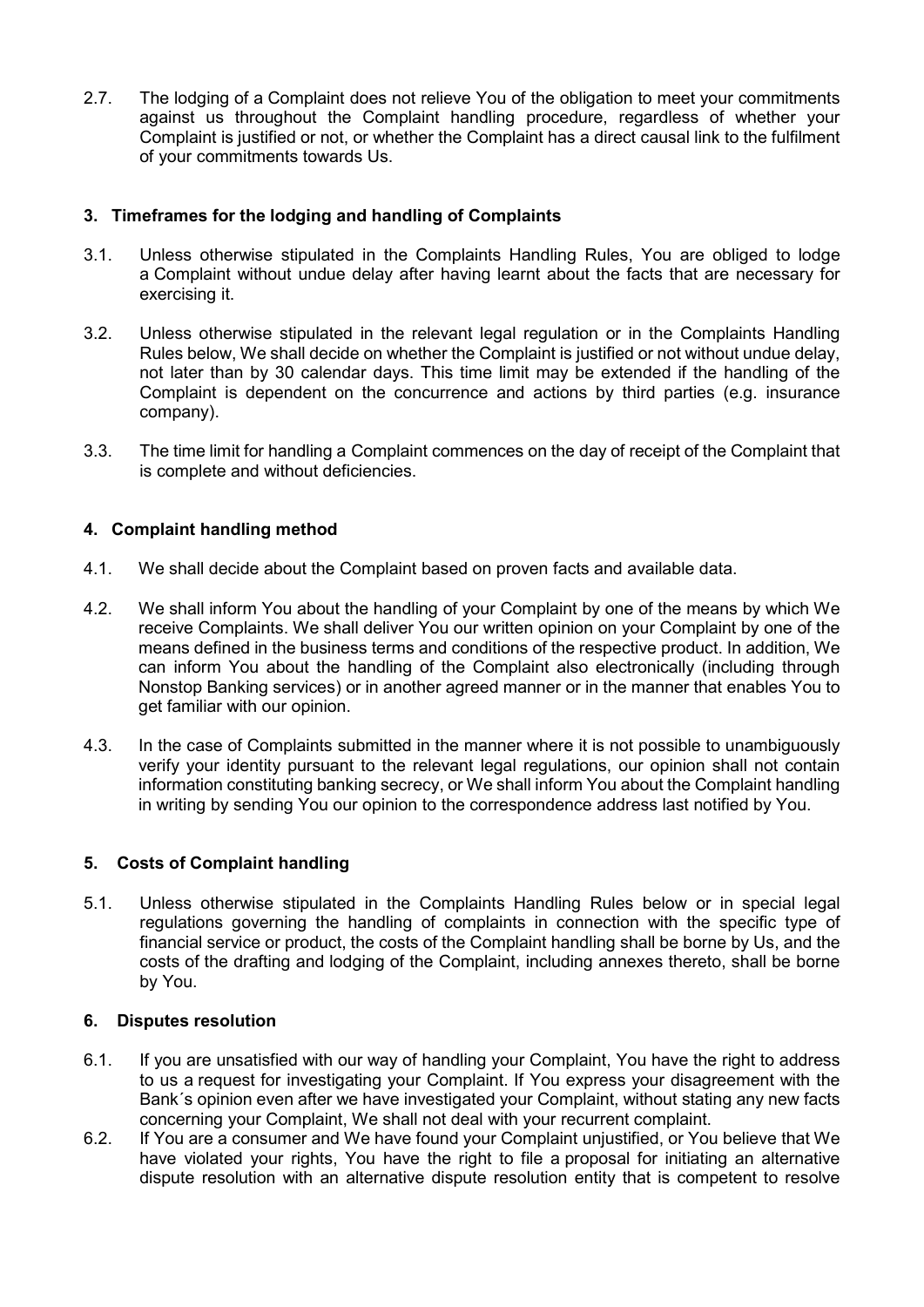2.7. The lodging of a Complaint does not relieve You of the obligation to meet your commitments against us throughout the Complaint handling procedure, regardless of whether your Complaint is justified or not, or whether the Complaint has a direct causal link to the fulfilment of your commitments towards Us.

## 3. Timeframes for the lodging and handling of Complaints

3.1. Unless otherwise stipulated in the Complaints Handling Rules, You are obliged to lodge a Complaint without undue delay after having learnt about the facts that are necessary for exercising it.

3.2. Unless otherwise stipulated in the relevant legal regulation or in the Complaints Handling Rules below, We shall decide on whether the Complaint is justified or not without undue delay, not later than by 30 calendar days. This time limit may be extended if the handling of the Complaint is dependent on the concurrence and actions by third parties (e.g. insurance company).

3.3. The time limit for handling a Complaint commences on the day of receipt of the Complaint that is complete and without deficiencies.

## 4. Complaint handling method

4.1. We shall decide about the Complaint based on proven facts and available data.

4.2. We shall inform You about the handling of your Complaint by one of the means by which We receive Complaints. We shall deliver You our written opinion on your Complaint by one of the means defined in the business terms and conditions of the respective product. In addition, We can inform You about the handling of the Complaint also electronically (including through Nonstop Banking services) or in another agreed manner or in the manner that enables You to get familiar with our opinion.

4.3. In the case of Complaints submitted in the manner where it is not possible to unambiguously verify your identity pursuant to the relevant legal regulations, our opinion shall not contain information constituting banking secrecy, or We shall inform You about the Complaint handling in writing by sending You our opinion to the correspondence address last notified by You.

## 5. Costs of Complaint handling

5.1. Unless otherwise stipulated in the Complaints Handling Rules below or in special legal regulations governing the handling of complaints in connection with the specific type of financial service or product, the costs of the Complaint handling shall be borne by Us, and the costs of the drafting and lodging of the Complaint, including annexes thereto, shall be borne by You.

## 6. Disputes resolution

6.1. If you are unsatisfied with our way of handling your Complaint, You have the right to address to us a request for investigating your Complaint. If You express your disagreement with the Bank´s opinion even after we have investigated your Complaint, without stating any new facts concerning your Complaint, We shall not deal with your recurrent complaint.

6.2. If You are a consumer and We have found your Complaint unjustified, or You believe that We have violated your rights, You have the right to file a proposal for initiating an alternative dispute resolution with an alternative dispute resolution entity that is competent to resolve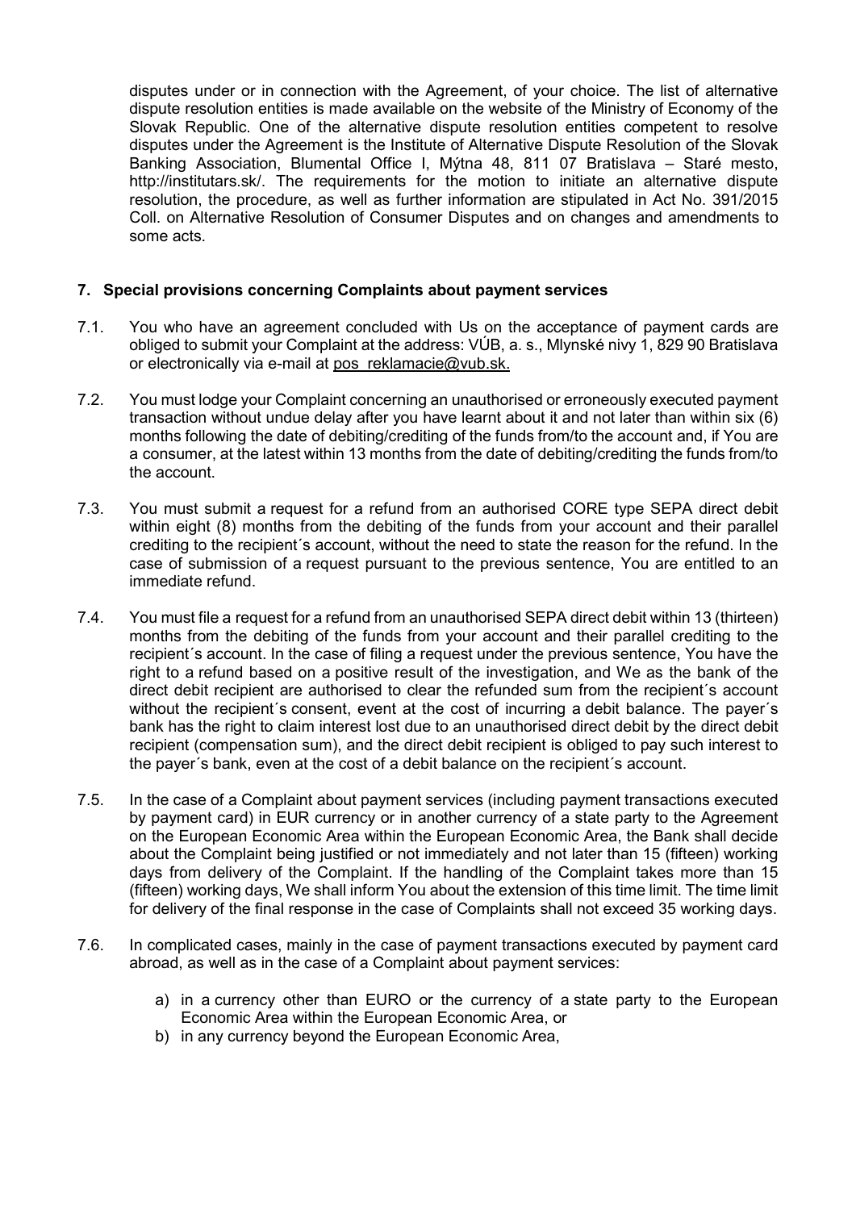disputes under or in connection with the Agreement, of your choice. The list of alternative dispute resolution entities is made available on the website of the Ministry of Economy of the Slovak Republic. One of the alternative dispute resolution entities competent to resolve disputes under the Agreement is the Institute of Alternative Dispute Resolution of the Slovak Banking Association, Blumental Office I, Mýtna 48, 811 07 Bratislava – Staré mesto, http://institutars.sk/. The requirements for the motion to initiate an alternative dispute resolution, the procedure, as well as further information are stipulated in Act No. 391/2015 Coll. on Alternative Resolution of Consumer Disputes and on changes and amendments to some acts.

## 7. Special provisions concerning Complaints about payment services

7.1. You who have an agreement concluded with Us on the acceptance of payment cards are obliged to submit your Complaint at the address: VÚB, a. s., Mlynské nivy 1, 829 90 Bratislava or electronically via e-mail at pos_reklamacie@vub.sk.

7.2. You must lodge your Complaint concerning an unauthorised or erroneously executed payment transaction without undue delay after you have learnt about it and not later than within six (6) months following the date of debiting/crediting of the funds from/to the account and, if You are a consumer, at the latest within 13 months from the date of debiting/crediting the funds from/to the account.

7.3. You must submit a request for a refund from an authorised CORE type SEPA direct debit within eight (8) months from the debiting of the funds from your account and their parallel crediting to the recipient´s account, without the need to state the reason for the refund. In the case of submission of a request pursuant to the previous sentence, You are entitled to an immediate refund.

7.4. You must file a request for a refund from an unauthorised SEPA direct debit within 13 (thirteen) months from the debiting of the funds from your account and their parallel crediting to the recipient´s account. In the case of filing a request under the previous sentence, You have the right to a refund based on a positive result of the investigation, and We as the bank of the direct debit recipient are authorised to clear the refunded sum from the recipient´s account without the recipient´s consent, event at the cost of incurring a debit balance. The payer´s bank has the right to claim interest lost due to an unauthorised direct debit by the direct debit recipient (compensation sum), and the direct debit recipient is obliged to pay such interest to the payer´s bank, even at the cost of a debit balance on the recipient´s account.

7.5. In the case of a Complaint about payment services (including payment transactions executed by payment card) in EUR currency or in another currency of a state party to the Agreement on the European Economic Area within the European Economic Area, the Bank shall decide about the Complaint being justified or not immediately and not later than 15 (fifteen) working days from delivery of the Complaint. If the handling of the Complaint takes more than 15 (fifteen) working days, We shall inform You about the extension of this time limit. The time limit for delivery of the final response in the case of Complaints shall not exceed 35 working days.

7.6. In complicated cases, mainly in the case of payment transactions executed by payment card abroad, as well as in the case of a Complaint about payment services:

a) in a currency other than EURO or the currency of a state party to the European Economic Area within the European Economic Area, or
b) in any currency beyond the European Economic Area,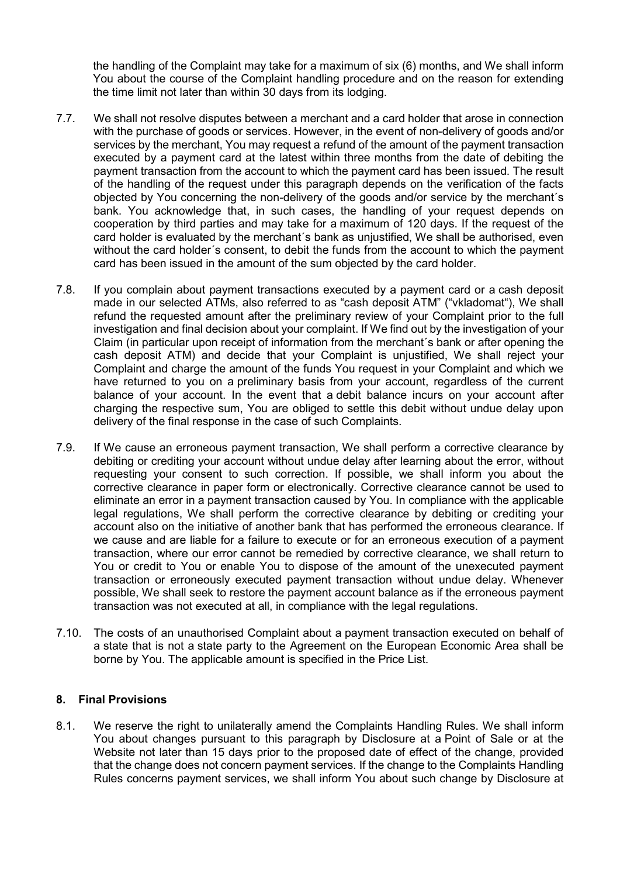the handling of the Complaint may take for a maximum of six (6) months, and We shall inform You about the course of the Complaint handling procedure and on the reason for extending the time limit not later than within 30 days from its lodging.

7.7. We shall not resolve disputes between a merchant and a card holder that arose in connection with the purchase of goods or services. However, in the event of non-delivery of goods and/or services by the merchant, You may request a refund of the amount of the payment transaction executed by a payment card at the latest within three months from the date of debiting the payment transaction from the account to which the payment card has been issued. The result of the handling of the request under this paragraph depends on the verification of the facts objected by You concerning the non-delivery of the goods and/or service by the merchant´s bank. You acknowledge that, in such cases, the handling of your request depends on cooperation by third parties and may take for a maximum of 120 days. If the request of the card holder is evaluated by the merchant´s bank as unjustified, We shall be authorised, even without the card holder´s consent, to debit the funds from the account to which the payment card has been issued in the amount of the sum objected by the card holder.

7.8. If you complain about payment transactions executed by a payment card or a cash deposit made in our selected ATMs, also referred to as "cash deposit ATM" ("vkladomat"), We shall refund the requested amount after the preliminary review of your Complaint prior to the full investigation and final decision about your complaint. If We find out by the investigation of your Claim (in particular upon receipt of information from the merchant´s bank or after opening the cash deposit ATM) and decide that your Complaint is unjustified, We shall reject your Complaint and charge the amount of the funds You request in your Complaint and which we have returned to you on a preliminary basis from your account, regardless of the current balance of your account. In the event that a debit balance incurs on your account after charging the respective sum, You are obliged to settle this debit without undue delay upon delivery of the final response in the case of such Complaints.

7.9. If We cause an erroneous payment transaction, We shall perform a corrective clearance by debiting or crediting your account without undue delay after learning about the error, without requesting your consent to such correction. If possible, we shall inform you about the corrective clearance in paper form or electronically. Corrective clearance cannot be used to eliminate an error in a payment transaction caused by You. In compliance with the applicable legal regulations, We shall perform the corrective clearance by debiting or crediting your account also on the initiative of another bank that has performed the erroneous clearance. If we cause and are liable for a failure to execute or for an erroneous execution of a payment transaction, where our error cannot be remedied by corrective clearance, we shall return to You or credit to You or enable You to dispose of the amount of the unexecuted payment transaction or erroneously executed payment transaction without undue delay. Whenever possible, We shall seek to restore the payment account balance as if the erroneous payment transaction was not executed at all, in compliance with the legal regulations.

7.10. The costs of an unauthorised Complaint about a payment transaction executed on behalf of a state that is not a state party to the Agreement on the European Economic Area shall be borne by You. The applicable amount is specified in the Price List.

## 8. Final Provisions

8.1. We reserve the right to unilaterally amend the Complaints Handling Rules. We shall inform You about changes pursuant to this paragraph by Disclosure at a Point of Sale or at the Website not later than 15 days prior to the proposed date of effect of the change, provided that the change does not concern payment services. If the change to the Complaints Handling Rules concerns payment services, we shall inform You about such change by Disclosure at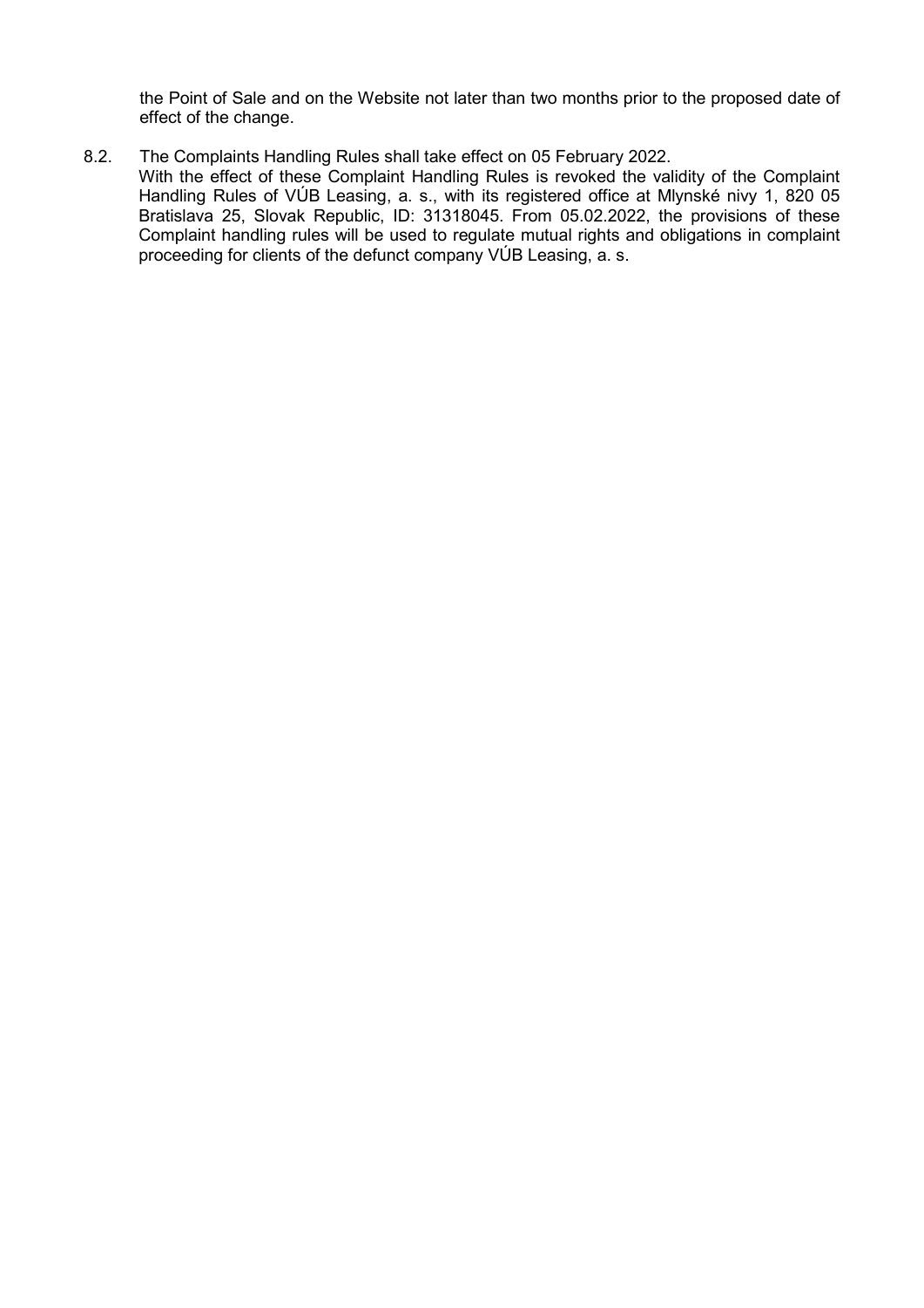the Point of Sale and on the Website not later than two months prior to the proposed date of effect of the change.

8.2. The Complaints Handling Rules shall take effect on 05 February 2022.
With the effect of these Complaint Handling Rules is revoked the validity of the Complaint Handling Rules of VÚB Leasing, a. s., with its registered office at Mlynské nivy 1, 820 05 Bratislava 25, Slovak Republic, ID: 31318045. From 05.02.2022, the provisions of these Complaint handling rules will be used to regulate mutual rights and obligations in complaint proceeding for clients of the defunct company VÚB Leasing, a. s.